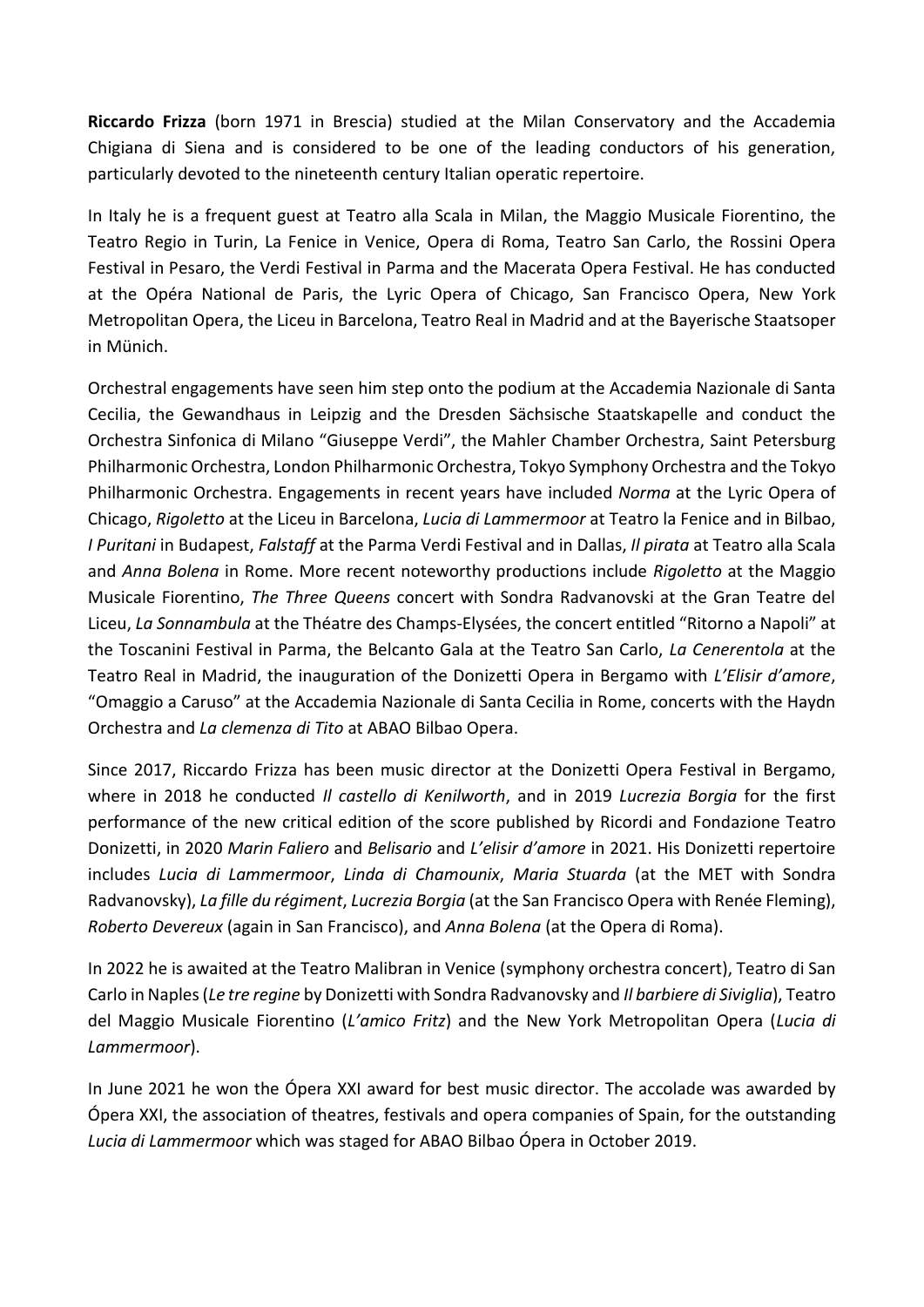**Riccardo Frizza** (born 1971 in Brescia) studied at the Milan Conservatory and the Accademia Chigiana di Siena and is considered to be one of the leading conductors of his generation, particularly devoted to the nineteenth century Italian operatic repertoire.

In Italy he is a frequent guest at Teatro alla Scala in Milan, the Maggio Musicale Fiorentino, the Teatro Regio in Turin, La Fenice in Venice, Opera di Roma, Teatro San Carlo, the Rossini Opera Festival in Pesaro, the Verdi Festival in Parma and the Macerata Opera Festival. He has conducted at the Opéra National de Paris, the Lyric Opera of Chicago, San Francisco Opera, New York Metropolitan Opera, the Liceu in Barcelona, Teatro Real in Madrid and at the Bayerische Staatsoper in Münich.

Orchestral engagements have seen him step onto the podium at the Accademia Nazionale di Santa Cecilia, the Gewandhaus in Leipzig and the Dresden Sächsische Staatskapelle and conduct the Orchestra Sinfonica di Milano "Giuseppe Verdi", the Mahler Chamber Orchestra, Saint Petersburg Philharmonic Orchestra, London Philharmonic Orchestra, Tokyo Symphony Orchestra and the Tokyo Philharmonic Orchestra. Engagements in recent years have included *Norma* at the Lyric Opera of Chicago, *Rigoletto* at the Liceu in Barcelona, *Lucia di Lammermoor* at Teatro la Fenice and in Bilbao, *I Puritani* in Budapest, *Falstaff* at the Parma Verdi Festival and in Dallas, *Il pirata* at Teatro alla Scala and *Anna Bolena* in Rome. More recent noteworthy productions include *Rigoletto* at the Maggio Musicale Fiorentino, *The Three Queens* concert with Sondra Radvanovski at the Gran Teatre del Liceu, *La Sonnambula* at the Théatre des Champs-Elysées, the concert entitled "Ritorno a Napoli" at the Toscanini Festival in Parma, the Belcanto Gala at the Teatro San Carlo, *La Cenerentola* at the Teatro Real in Madrid, the inauguration of the Donizetti Opera in Bergamo with *L'Elisir d'amore*, "Omaggio a Caruso" at the Accademia Nazionale di Santa Cecilia in Rome, concerts with the Haydn Orchestra and *La clemenza di Tito* at ABAO Bilbao Opera.

Since 2017, Riccardo Frizza has been music director at the Donizetti Opera Festival in Bergamo, where in 2018 he conducted *Il castello di Kenilworth*, and in 2019 *Lucrezia Borgia* for the first performance of the new critical edition of the score published by Ricordi and Fondazione Teatro Donizetti, in 2020 *Marin Faliero* and *Belisario* and *L'elisir d'amore* in 2021. His Donizetti repertoire includes *Lucia di Lammermoor*, *Linda di Chamounix*, *Maria Stuarda* (at the MET with Sondra Radvanovsky), *La fille du régiment*, *Lucrezia Borgia* (at the San Francisco Opera with Renée Fleming), *Roberto Devereux* (again in San Francisco), and *Anna Bolena* (at the Opera di Roma).

In 2022 he is awaited at the Teatro Malibran in Venice (symphony orchestra concert), Teatro di San Carlo in Naples (*Le tre regine* by Donizetti with Sondra Radvanovsky and *Il barbiere di Siviglia*), Teatro del Maggio Musicale Fiorentino (*L'amico Fritz*) and the New York Metropolitan Opera (*Lucia di Lammermoor*).

In June 2021 he won the Ópera XXI award for best music director. The accolade was awarded by Ópera XXI, the association of theatres, festivals and opera companies of Spain, for the outstanding *Lucia di Lammermoor* which was staged for ABAO Bilbao Ópera in October 2019.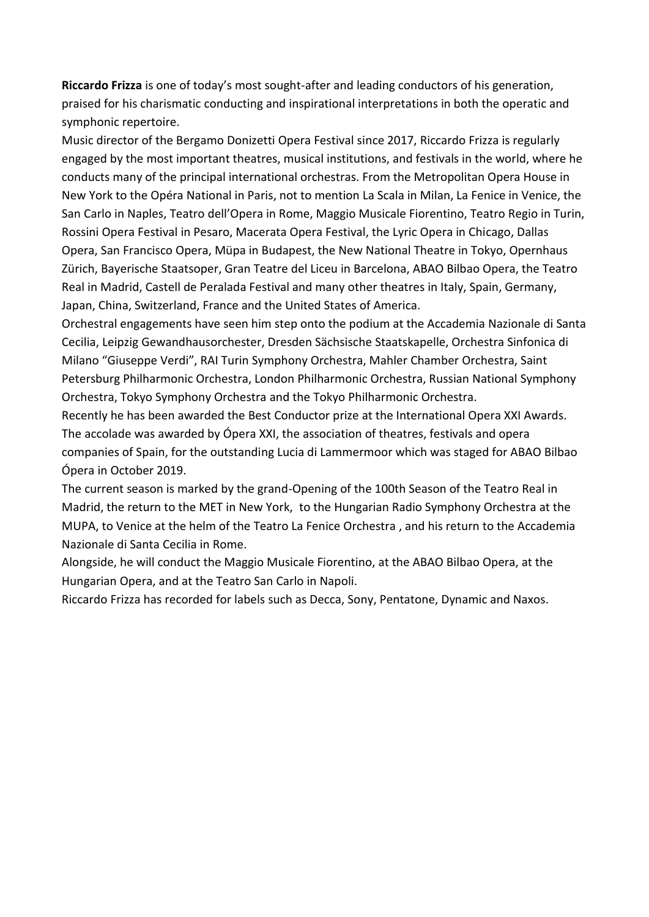**Riccardo Frizza** is one of today's most sought-after and leading conductors of his generation, praised for his charismatic conducting and inspirational interpretations in both the operatic and symphonic repertoire.

Music director of the Bergamo Donizetti Opera Festival since 2017, Riccardo Frizza is regularly engaged by the most important theatres, musical institutions, and festivals in the world, where he conducts many of the principal international orchestras. From the Metropolitan Opera House in New York to the Opéra National in Paris, not to mention La Scala in Milan, La Fenice in Venice, the San Carlo in Naples, Teatro dell'Opera in Rome, Maggio Musicale Fiorentino, Teatro Regio in Turin, Rossini Opera Festival in Pesaro, Macerata Opera Festival, the Lyric Opera in Chicago, Dallas Opera, San Francisco Opera, Müpa in Budapest, the New National Theatre in Tokyo, Opernhaus Zürich, Bayerische Staatsoper, Gran Teatre del Liceu in Barcelona, ABAO Bilbao Opera, the Teatro Real in Madrid, Castell de Peralada Festival and many other theatres in Italy, Spain, Germany, Japan, China, Switzerland, France and the United States of America.

Orchestral engagements have seen him step onto the podium at the Accademia Nazionale di Santa Cecilia, Leipzig Gewandhausorchester, Dresden Sächsische Staatskapelle, Orchestra Sinfonica di Milano "Giuseppe Verdi", RAI Turin Symphony Orchestra, Mahler Chamber Orchestra, Saint Petersburg Philharmonic Orchestra, London Philharmonic Orchestra, Russian National Symphony Orchestra, Tokyo Symphony Orchestra and the Tokyo Philharmonic Orchestra.

Recently he has been awarded the Best Conductor prize at the International Opera XXI Awards. The accolade was awarded by Ópera XXI, the association of theatres, festivals and opera companies of Spain, for the outstanding Lucia di Lammermoor which was staged for ABAO Bilbao Ópera in October 2019.

The current season is marked by the grand-Opening of the 100th Season of the Teatro Real in Madrid, the return to the MET in New York, to the Hungarian Radio Symphony Orchestra at the MUPA, to Venice at the helm of the Teatro La Fenice Orchestra , and his return to the Accademia Nazionale di Santa Cecilia in Rome.

Alongside, he will conduct the Maggio Musicale Fiorentino, at the ABAO Bilbao Opera, at the Hungarian Opera, and at the Teatro San Carlo in Napoli.

Riccardo Frizza has recorded for labels such as Decca, Sony, Pentatone, Dynamic and Naxos.